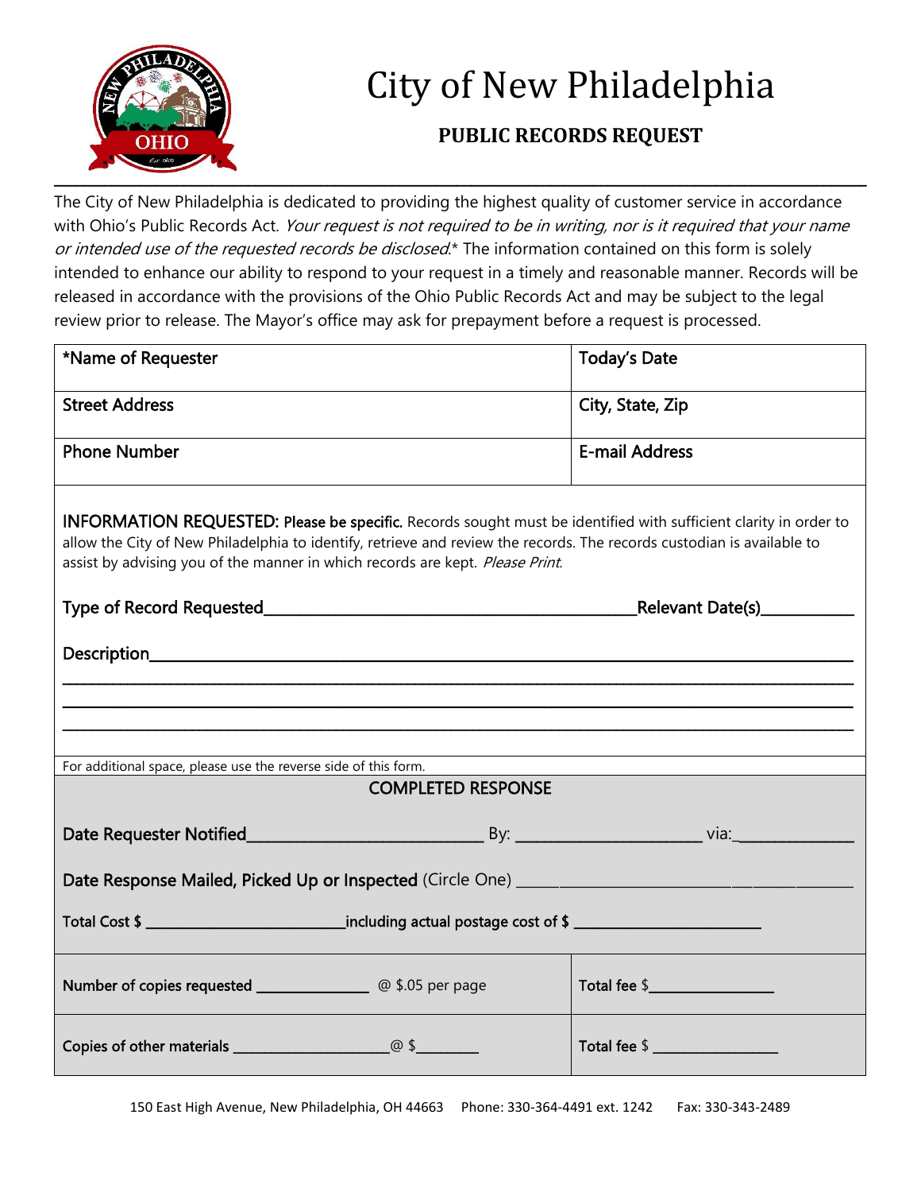# City of New Philadelphia

## PUBLIC RECORDS REQUEST

The City of New Philadelphia is dedicated to providing the highest quality of customer service in accordance with Ohio's Public Records Act. *Your request is not required to be in writing, nor is it required that your name or intended use of the requested records be disclosed.** The information contained on this form is solely intended to enhance our ability to respond to your request in a timely and reasonable manner. Records will be released in accordance with the provisions of the Ohio Public Records Act and may be subject to the legal review prior to release. The Mayor's office may ask for prepayment before a request is processed.

| *Name of Requester | Today's Date |
|---|---|
| Street Address | City, State, Zip |
| Phone Number | E-mail Address |

**INFORMATION REQUESTED:** **Please be specific.** Records sought must be identified with sufficient clarity in order to allow the City of New Philadelphia to identify, retrieve and review the records. The records custodian is available to assist by advising you of the manner in which records are kept. *Please Print.*

Type of Record Requested_______________________________________________ Relevant Date(s)___________

Description___________________________________________________________________________________

______________________________________________________________________________________________

______________________________________________________________________________________________

______________________________________________________________________________________________

For additional space, please use the reverse side of this form.

### COMPLETED RESPONSE

Date Requester Notified____________________________ By: ______________________ via:_______________

Date Response Mailed, Picked Up or Inspected (Circle One) ___________________________________________

Total Cost $ _________________________ including actual postage cost of $ _______________________

| Number of copies requested ______________ @ $.05 per page | Total fee $________________ |
|---|---|
| Copies of other materials ____________________ @ $________ | Total fee $ ________________ |

150 East High Avenue, New Philadelphia, OH 44663 Phone: 330-364-4491 ext. 1242 Fax: 330-343-2489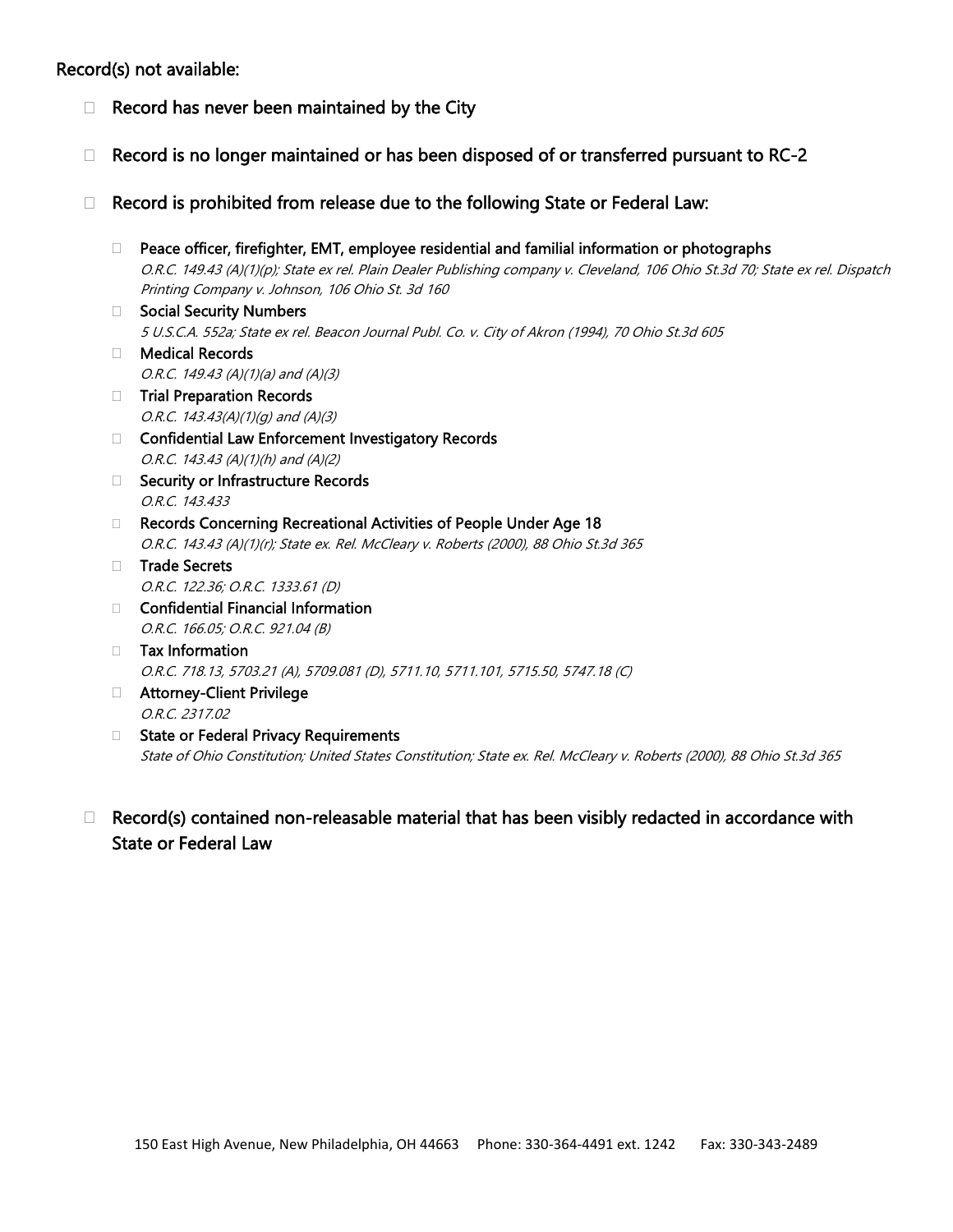Record(s) not available:

- ☐ Record has never been maintained by the City
- ☐ Record is no longer maintained or has been disposed of or transferred pursuant to RC-2
- ☐ Record is prohibited from release due to the following State or Federal Law:
  - ☐ **Peace officer, firefighter, EMT, employee residential and familial information or photographs**
    *O.R.C. 149.43 (A)(1)(p); State ex rel. Plain Dealer Publishing company v. Cleveland, 106 Ohio St.3d 70; State ex rel. Dispatch Printing Company v. Johnson, 106 Ohio St. 3d 160*
  - ☐ **Social Security Numbers**
    *5 U.S.C.A. 552a; State ex rel. Beacon Journal Publ. Co. v. City of Akron (1994), 70 Ohio St.3d 605*
  - ☐ **Medical Records**
    *O.R.C. 149.43 (A)(1)(a) and (A)(3)*
  - ☐ **Trial Preparation Records**
    *O.R.C. 143.43(A)(1)(g) and (A)(3)*
  - ☐ **Confidential Law Enforcement Investigatory Records**
    *O.R.C. 143.43 (A)(1)(h) and (A)(2)*
  - ☐ **Security or Infrastructure Records**
    *O.R.C. 143.433*
  - ☐ **Records Concerning Recreational Activities of People Under Age 18**
    *O.R.C. 143.43 (A)(1)(r); State ex. Rel. McCleary v. Roberts (2000), 88 Ohio St.3d 365*
  - ☐ **Trade Secrets**
    *O.R.C. 122.36; O.R.C. 1333.61 (D)*
  - ☐ **Confidential Financial Information**
    *O.R.C. 166.05; O.R.C. 921.04 (B)*
  - ☐ **Tax Information**
    *O.R.C. 718.13, 5703.21 (A), 5709.081 (D), 5711.10, 5711.101, 5715.50, 5747.18 (C)*
  - ☐ **Attorney-Client Privilege**
    *O.R.C. 2317.02*
  - ☐ **State or Federal Privacy Requirements**
    *State of Ohio Constitution; United States Constitution; State ex. Rel. McCleary v. Roberts (2000), 88 Ohio St.3d 365*
- ☐ Record(s) contained non-releasable material that has been visibly redacted in accordance with State or Federal Law

150 East High Avenue, New Philadelphia, OH 44663 Phone: 330-364-4491 ext. 1242 Fax: 330-343-2489